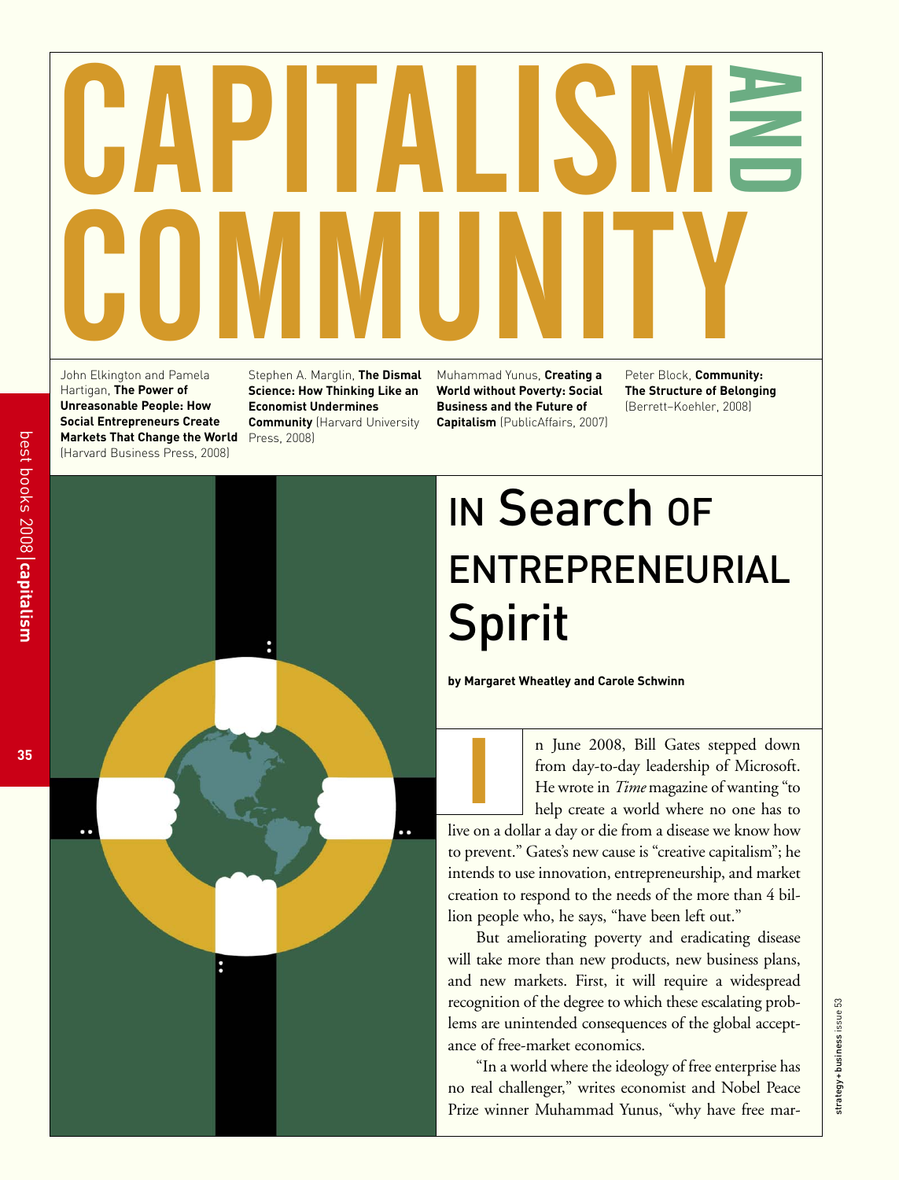# CAPITALISM AND COMMUNITY

John Elkington and Pamela Hartigan, **The Power of Unreasonable People: How Social Entrepreneurs Create Markets That Change the World** (Harvard Business Press, 2008)

Stephen A. Marglin, **The Dismal Science: How Thinking Like an Economist Undermines Community** (Harvard University Press, 2008)

Muhammad Yunus, **Creating a World without Poverty: Social Business and the Future of Capitalism** (PublicAffairs, 2007)

Peter Block, **Community: The Structure of Belonging** (Berrett-Koehler, 2008)

## IN Search OF ENTREPRENEURIAL Spirit

**by Margaret Wheatley and Carole Schwinn**

In June 2008, Bill Gates stepped down from day-to-day leadership of Microsoft. He wrote in *Time* magazine of wanting "to help create a world where no one has to live on a dollar a day or die from a disease we know how to prevent." Gates's new cause is "creative capitalism"; he intends to use innovation, entrepreneurship, and market creation to respond to the needs of the more than 4 billion people who, he says, "have been left out."

But ameliorating poverty and eradicating disease will take more than new products, new business plans, and new markets. First, it will require a widespread recognition of the degree to which these escalating problems are unintended consequences of the global acceptance of free-market economics.

"In a world where the ideology of free enterprise has no real challenger," writes economist and Nobel Peace Prize winner Muhammad Yunus, "why have free mar-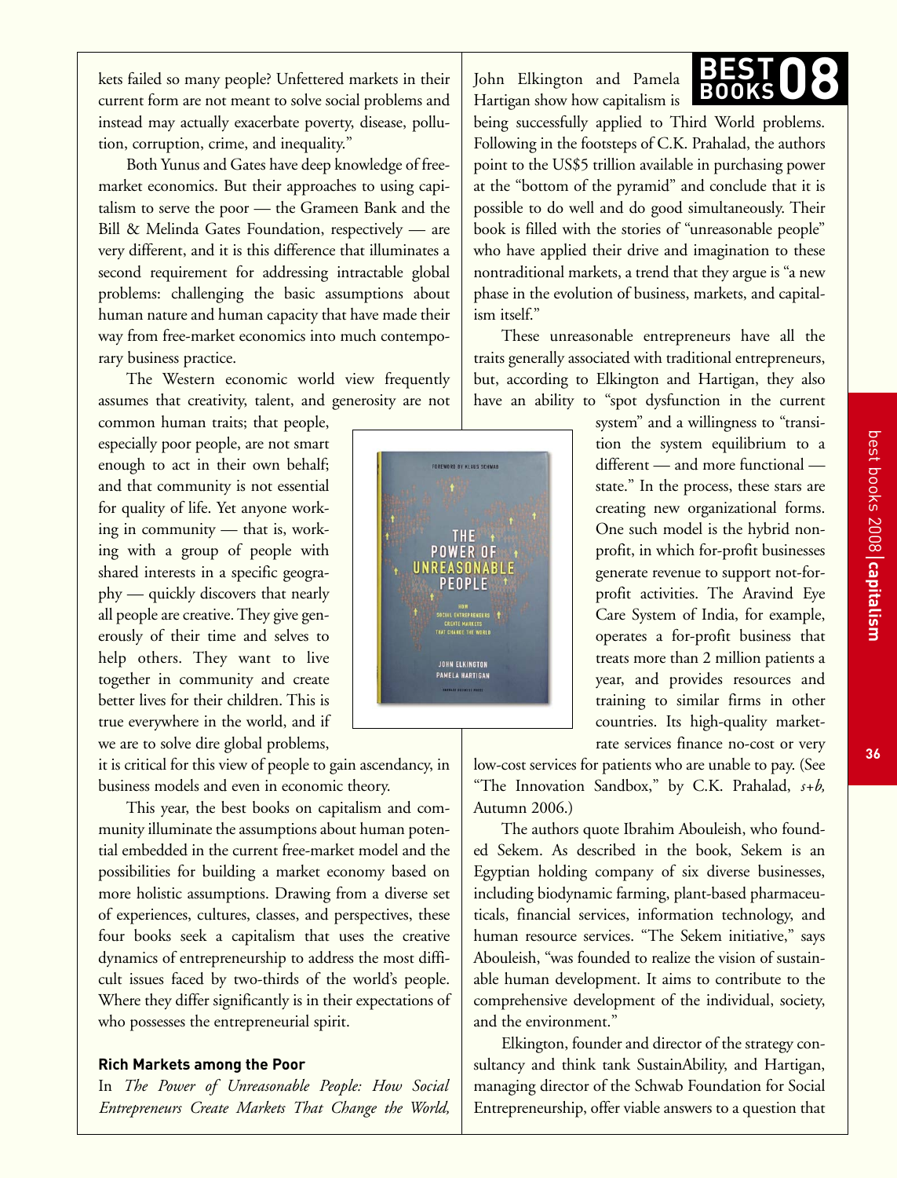kets failed so many people? Unfettered markets in their current form are not meant to solve social problems and instead may actually exacerbate poverty, disease, pollution, corruption, crime, and inequality."

Both Yunus and Gates have deep knowledge of free-market economics. But their approaches to using capitalism to serve the poor — the Grameen Bank and the Bill & Melinda Gates Foundation, respectively — are very different, and it is this difference that illuminates a second requirement for addressing intractable global problems: challenging the basic assumptions about human nature and human capacity that have made their way from free-market economics into much contemporary business practice.

The Western economic world view frequently assumes that creativity, talent, and generosity are not common human traits; that people, especially poor people, are not smart enough to act in their own behalf; and that community is not essential for quality of life. Yet anyone working in community — that is, working with a group of people with shared interests in a specific geography — quickly discovers that nearly all people are creative. They give generously of their time and selves to help others. They want to live together in community and create better lives for their children. This is true everywhere in the world, and if we are to solve dire global problems, it is critical for this view of people to gain ascendancy, in business models and even in economic theory.

This year, the best books on capitalism and community illuminate the assumptions about human potential embedded in the current free-market model and the possibilities for building a market economy based on more holistic assumptions. Drawing from a diverse set of experiences, cultures, classes, and perspectives, these four books seek a capitalism that uses the creative dynamics of entrepreneurship to address the most difficult issues faced by two-thirds of the world's people. Where they differ significantly is in their expectations of who possesses the entrepreneurial spirit.

**Rich Markets among the Poor**

In *The Power of Unreasonable People: How Social Entrepreneurs Create Markets That Change the World,* John Elkington and Pamela Hartigan show how capitalism is being successfully applied to Third World problems. Following in the footsteps of C.K. Prahalad, the authors point to the US$5 trillion available in purchasing power at the "bottom of the pyramid" and conclude that it is possible to do well and do good simultaneously. Their book is filled with the stories of "unreasonable people" who have applied their drive and imagination to these nontraditional markets, a trend that they argue is "a new phase in the evolution of business, markets, and capitalism itself."

These unreasonable entrepreneurs have all the traits generally associated with traditional entrepreneurs, but, according to Elkington and Hartigan, they also have an ability to "spot dysfunction in the current system" and a willingness to "transition the system equilibrium to a different — and more functional — state." In the process, these stars are creating new organizational forms. One such model is the hybrid nonprofit, in which for-profit businesses generate revenue to support not-for-profit activities. The Aravind Eye Care System of India, for example, operates a for-profit business that treats more than 2 million patients a year, and provides resources and training to similar firms in other countries. Its high-quality market-rate services finance no-cost or very low-cost services for patients who are unable to pay. (See "The Innovation Sandbox," by C.K. Prahalad, *s+b,* Autumn 2006.)

The authors quote Ibrahim Abouleish, who founded Sekem. As described in the book, Sekem is an Egyptian holding company of six diverse businesses, including biodynamic farming, plant-based pharmaceuticals, financial services, information technology, and human resource services. "The Sekem initiative," says Abouleish, "was founded to realize the vision of sustainable human development. It aims to contribute to the comprehensive development of the individual, society, and the environment."

Elkington, founder and director of the strategy consultancy and think tank SustainAbility, and Hartigan, managing director of the Schwab Foundation for Social Entrepreneurship, offer viable answers to a question that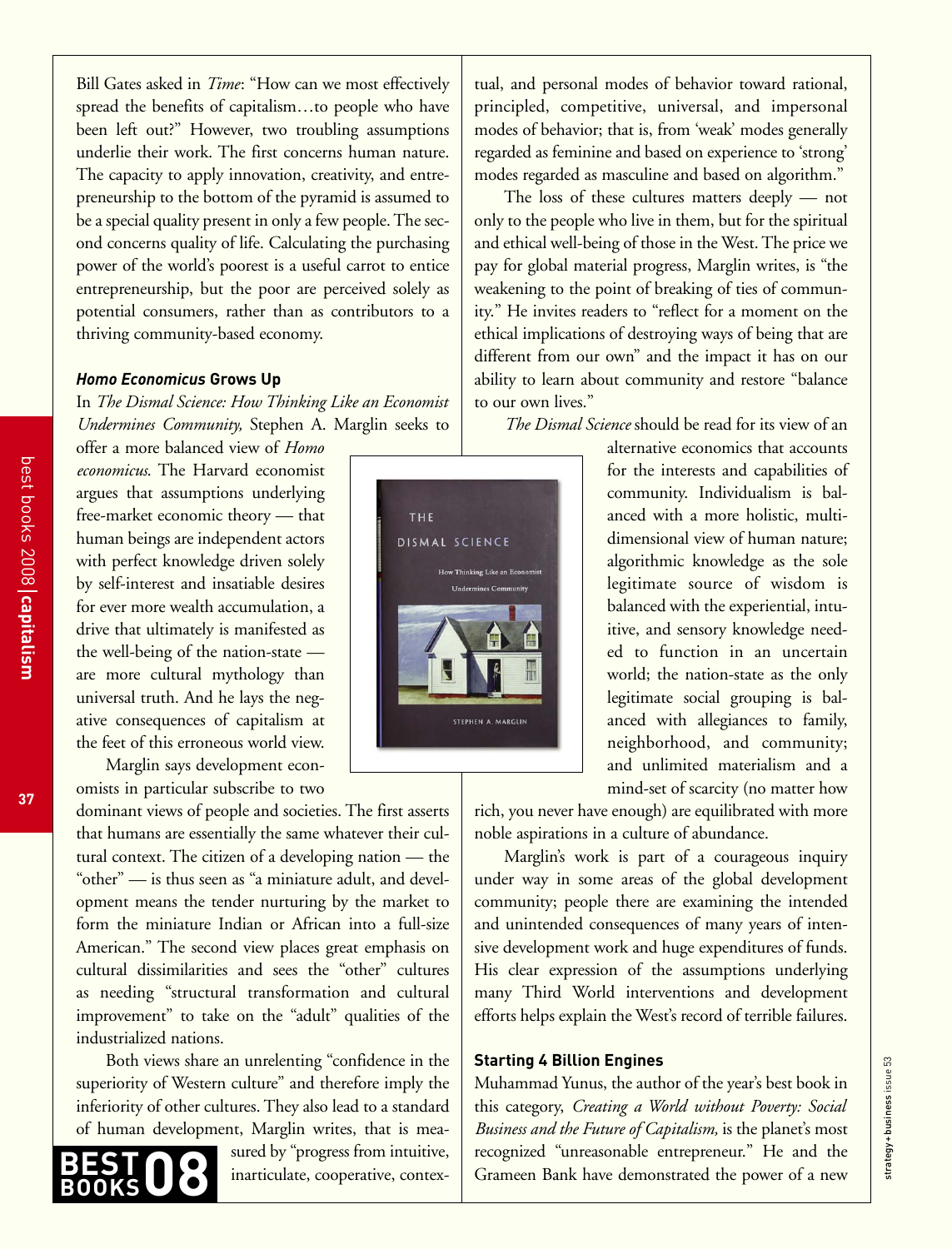Bill Gates asked in *Time*: "How can we most effectively spread the benefits of capitalism…to people who have been left out?" However, two troubling assumptions underlie their work. The first concerns human nature. The capacity to apply innovation, creativity, and entrepreneurship to the bottom of the pyramid is assumed to be a special quality present in only a few people. The second concerns quality of life. Calculating the purchasing power of the world's poorest is a useful carrot to entice entrepreneurship, but the poor are perceived solely as potential consumers, rather than as contributors to a thriving community-based economy.

### *Homo Economicus* Grows Up

In *The Dismal Science: How Thinking Like an Economist Undermines Community,* Stephen A. Marglin seeks to offer a more balanced view of *Homo economicus.* The Harvard economist argues that assumptions underlying free-market economic theory — that human beings are independent actors with perfect knowledge driven solely by self-interest and insatiable desires for ever more wealth accumulation, a drive that ultimately is manifested as the well-being of the nation-state — are more cultural mythology than universal truth. And he lays the negative consequences of capitalism at the feet of this erroneous world view.

Marglin says development economists in particular subscribe to two dominant views of people and societies. The first asserts that humans are essentially the same whatever their cultural context. The citizen of a developing nation — the "other" — is thus seen as "a miniature adult, and development means the tender nurturing by the market to form the miniature Indian or African into a full-size American." The second view places great emphasis on cultural dissimilarities and sees the "other" cultures as needing "structural transformation and cultural improvement" to take on the "adult" qualities of the industrialized nations.

Both views share an unrelenting "confidence in the superiority of Western culture" and therefore imply the inferiority of other cultures. They also lead to a standard of human development, Marglin writes, that is measured by "progress from intuitive, inarticulate, cooperative, contextual, and personal modes of behavior toward rational, principled, competitive, universal, and impersonal modes of behavior; that is, from 'weak' modes generally regarded as feminine and based on experience to 'strong' modes regarded as masculine and based on algorithm."

The loss of these cultures matters deeply — not only to the people who live in them, but for the spiritual and ethical well-being of those in the West. The price we pay for global material progress, Marglin writes, is "the weakening to the point of breaking of ties of community." He invites readers to "reflect for a moment on the ethical implications of destroying ways of being that are different from our own" and the impact it has on our ability to learn about community and restore "balance to our own lives."

*The Dismal Science* should be read for its view of an alternative economics that accounts for the interests and capabilities of community. Individualism is balanced with a more holistic, multidimensional view of human nature; algorithmic knowledge as the sole legitimate source of wisdom is balanced with the experiential, intuitive, and sensory knowledge needed to function in an uncertain world; the nation-state as the only legitimate social grouping is balanced with allegiances to family, neighborhood, and community; and unlimited materialism and a mind-set of scarcity (no matter how rich, you never have enough) are equilibrated with more noble aspirations in a culture of abundance.

Marglin's work is part of a courageous inquiry under way in some areas of the global development community; people there are examining the intended and unintended consequences of many years of intensive development work and huge expenditures of funds. His clear expression of the assumptions underlying many Third World interventions and development efforts helps explain the West's record of terrible failures.

### Starting 4 Billion Engines

Muhammad Yunus, the author of the year's best book in this category, *Creating a World without Poverty: Social Business and the Future of Capitalism,* is the planet's most recognized "unreasonable entrepreneur." He and the Grameen Bank have demonstrated the power of a new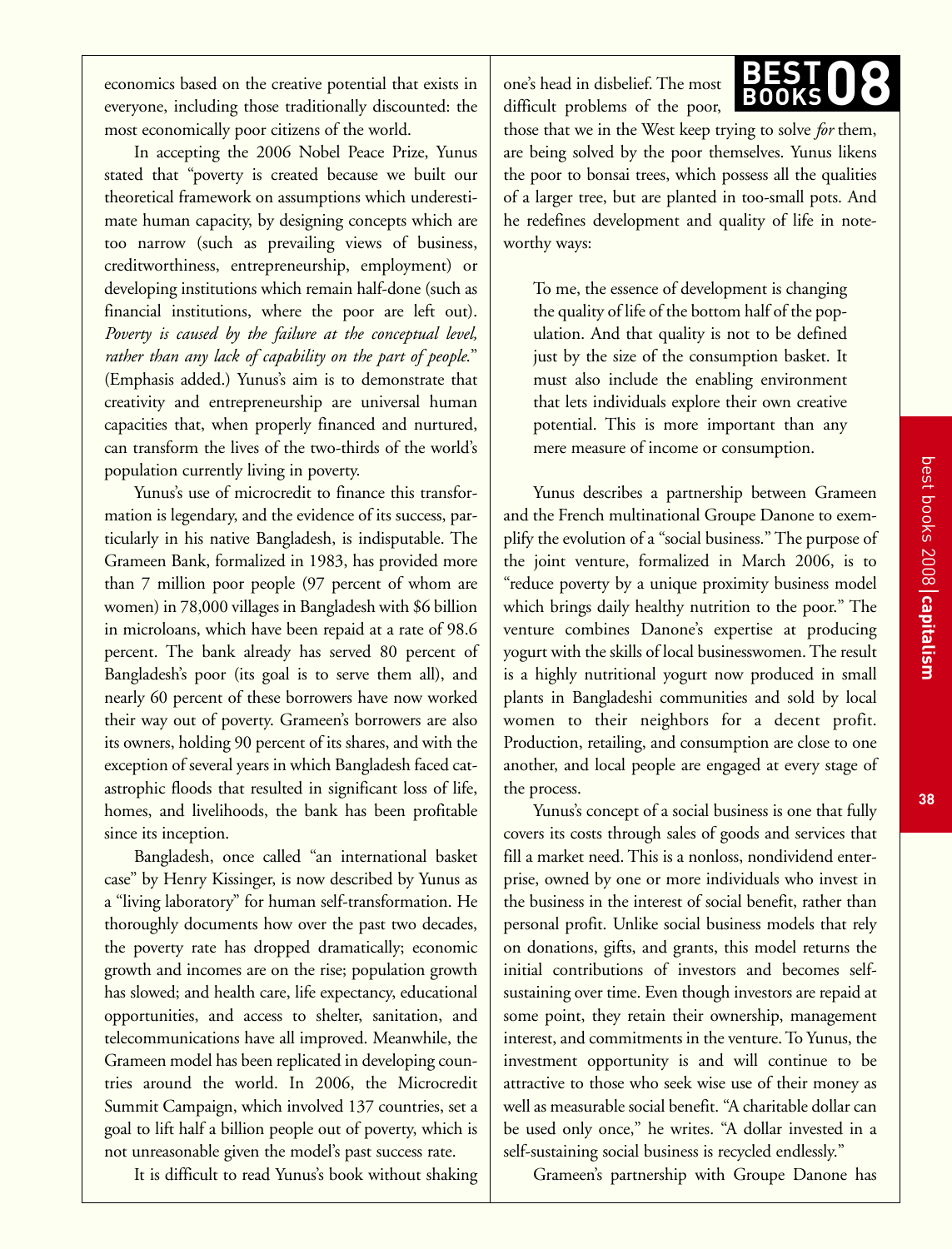economics based on the creative potential that exists in everyone, including those traditionally discounted: the most economically poor citizens of the world.

In accepting the 2006 Nobel Peace Prize, Yunus stated that "poverty is created because we built our theoretical framework on assumptions which underestimate human capacity, by designing concepts which are too narrow (such as prevailing views of business, creditworthiness, entrepreneurship, employment) or developing institutions which remain half-done (such as financial institutions, where the poor are left out). *Poverty is caused by the failure at the conceptual level, rather than any lack of capability on the part of people.*" (Emphasis added.) Yunus's aim is to demonstrate that creativity and entrepreneurship are universal human capacities that, when properly financed and nurtured, can transform the lives of the two-thirds of the world's population currently living in poverty.

Yunus's use of microcredit to finance this transformation is legendary, and the evidence of its success, particularly in his native Bangladesh, is indisputable. The Grameen Bank, formalized in 1983, has provided more than 7 million poor people (97 percent of whom are women) in 78,000 villages in Bangladesh with $6 billion in microloans, which have been repaid at a rate of 98.6 percent. The bank already has served 80 percent of Bangladesh's poor (its goal is to serve them all), and nearly 60 percent of these borrowers have now worked their way out of poverty. Grameen's borrowers are also its owners, holding 90 percent of its shares, and with the exception of several years in which Bangladesh faced catastrophic floods that resulted in significant loss of life, homes, and livelihoods, the bank has been profitable since its inception.

Bangladesh, once called "an international basket case" by Henry Kissinger, is now described by Yunus as a "living laboratory" for human self-transformation. He thoroughly documents how over the past two decades, the poverty rate has dropped dramatically; economic growth and incomes are on the rise; population growth has slowed; and health care, life expectancy, educational opportunities, and access to shelter, sanitation, and telecommunications have all improved. Meanwhile, the Grameen model has been replicated in developing countries around the world. In 2006, the Microcredit Summit Campaign, which involved 137 countries, set a goal to lift half a billion people out of poverty, which is not unreasonable given the model's past success rate.

It is difficult to read Yunus's book without shaking one's head in disbelief. The most difficult problems of the poor, those that we in the West keep trying to solve *for* them, are being solved by the poor themselves. Yunus likens the poor to bonsai trees, which possess all the qualities of a larger tree, but are planted in too-small pots. And he redefines development and quality of life in noteworthy ways:

> To me, the essence of development is changing the quality of life of the bottom half of the population. And that quality is not to be defined just by the size of the consumption basket. It must also include the enabling environment that lets individuals explore their own creative potential. This is more important than any mere measure of income or consumption.

Yunus describes a partnership between Grameen and the French multinational Groupe Danone to exemplify the evolution of a "social business." The purpose of the joint venture, formalized in March 2006, is to "reduce poverty by a unique proximity business model which brings daily healthy nutrition to the poor." The venture combines Danone's expertise at producing yogurt with the skills of local businesswomen. The result is a highly nutritional yogurt now produced in small plants in Bangladeshi communities and sold by local women to their neighbors for a decent profit. Production, retailing, and consumption are close to one another, and local people are engaged at every stage of the process.

Yunus's concept of a social business is one that fully covers its costs through sales of goods and services that fill a market need. This is a nonloss, nondividend enterprise, owned by one or more individuals who invest in the business in the interest of social benefit, rather than personal profit. Unlike social business models that rely on donations, gifts, and grants, this model returns the initial contributions of investors and becomes self-sustaining over time. Even though investors are repaid at some point, they retain their ownership, management interest, and commitments in the venture. To Yunus, the investment opportunity is and will continue to be attractive to those who seek wise use of their money as well as measurable social benefit. "A charitable dollar can be used only once," he writes. "A dollar invested in a self-sustaining social business is recycled endlessly."

Grameen's partnership with Groupe Danone has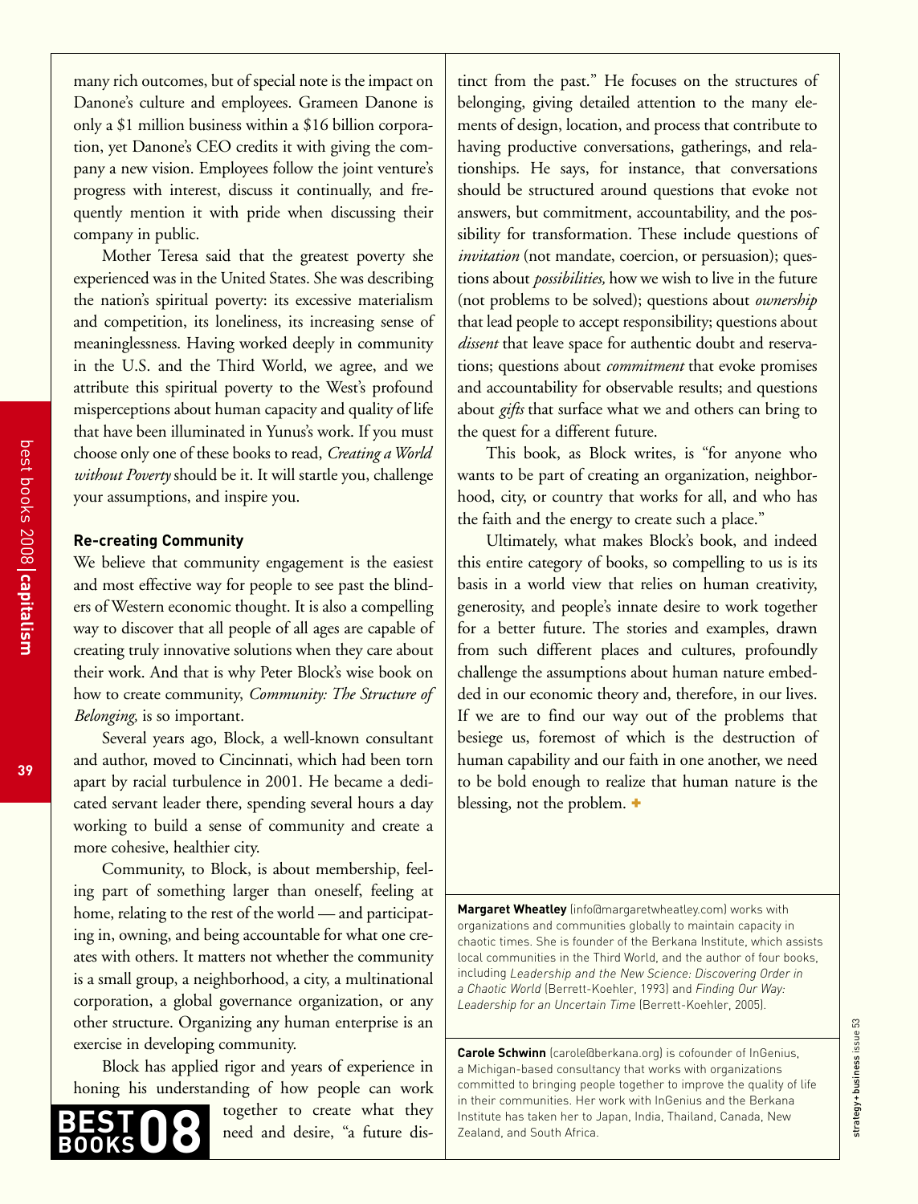many rich outcomes, but of special note is the impact on Danone's culture and employees. Grameen Danone is only a $1 million business within a $16 billion corporation, yet Danone's CEO credits it with giving the company a new vision. Employees follow the joint venture's progress with interest, discuss it continually, and frequently mention it with pride when discussing their company in public.

Mother Teresa said that the greatest poverty she experienced was in the United States. She was describing the nation's spiritual poverty: its excessive materialism and competition, its loneliness, its increasing sense of meaninglessness. Having worked deeply in community in the U.S. and the Third World, we agree, and we attribute this spiritual poverty to the West's profound misperceptions about human capacity and quality of life that have been illuminated in Yunus's work. If you must choose only one of these books to read, *Creating a World without Poverty* should be it. It will startle you, challenge your assumptions, and inspire you.

**Re-creating Community**

We believe that community engagement is the easiest and most effective way for people to see past the blinders of Western economic thought. It is also a compelling way to discover that all people of all ages are capable of creating truly innovative solutions when they care about their work. And that is why Peter Block's wise book on how to create community, *Community: The Structure of Belonging,* is so important.

Several years ago, Block, a well-known consultant and author, moved to Cincinnati, which had been torn apart by racial turbulence in 2001. He became a dedicated servant leader there, spending several hours a day working to build a sense of community and create a more cohesive, healthier city.

Community, to Block, is about membership, feeling part of something larger than oneself, feeling at home, relating to the rest of the world — and participating in, owning, and being accountable for what one creates with others. It matters not whether the community is a small group, a neighborhood, a city, a multinational corporation, a global governance organization, or any other structure. Organizing any human enterprise is an exercise in developing community.

Block has applied rigor and years of experience in honing his understanding of how people can work together to create what they need and desire, "a future distinct from the past." He focuses on the structures of belonging, giving detailed attention to the many elements of design, location, and process that contribute to having productive conversations, gatherings, and relationships. He says, for instance, that conversations should be structured around questions that evoke not answers, but commitment, accountability, and the possibility for transformation. These include questions of *invitation* (not mandate, coercion, or persuasion); questions about *possibilities,* how we wish to live in the future (not problems to be solved); questions about *ownership* that lead people to accept responsibility; questions about *dissent* that leave space for authentic doubt and reservations; questions about *commitment* that evoke promises and accountability for observable results; and questions about *gifts* that surface what we and others can bring to the quest for a different future.

This book, as Block writes, is "for anyone who wants to be part of creating an organization, neighborhood, city, or country that works for all, and who has the faith and the energy to create such a place."

Ultimately, what makes Block's book, and indeed this entire category of books, so compelling to us is its basis in a world view that relies on human creativity, generosity, and people's innate desire to work together for a better future. The stories and examples, drawn from such different places and cultures, profoundly challenge the assumptions about human nature embedded in our economic theory and, therefore, in our lives. If we are to find our way out of the problems that besiege us, foremost of which is the destruction of human capability and our faith in one another, we need to be bold enough to realize that human nature is the blessing, not the problem. +

**Margaret Wheatley** (info@margaretwheatley.com) works with organizations and communities globally to maintain capacity in chaotic times. She is founder of the Berkana Institute, which assists local communities in the Third World, and the author of four books, including *Leadership and the New Science: Discovering Order in a Chaotic World* (Berrett-Koehler, 1993) and *Finding Our Way: Leadership for an Uncertain Time* (Berrett-Koehler, 2005).

**Carole Schwinn** (carole@berkana.org) is cofounder of InGenius, a Michigan-based consultancy that works with organizations committed to bringing people together to improve the quality of life in their communities. Her work with InGenius and the Berkana Institute has taken her to Japan, India, Thailand, Canada, New Zealand, and South Africa.